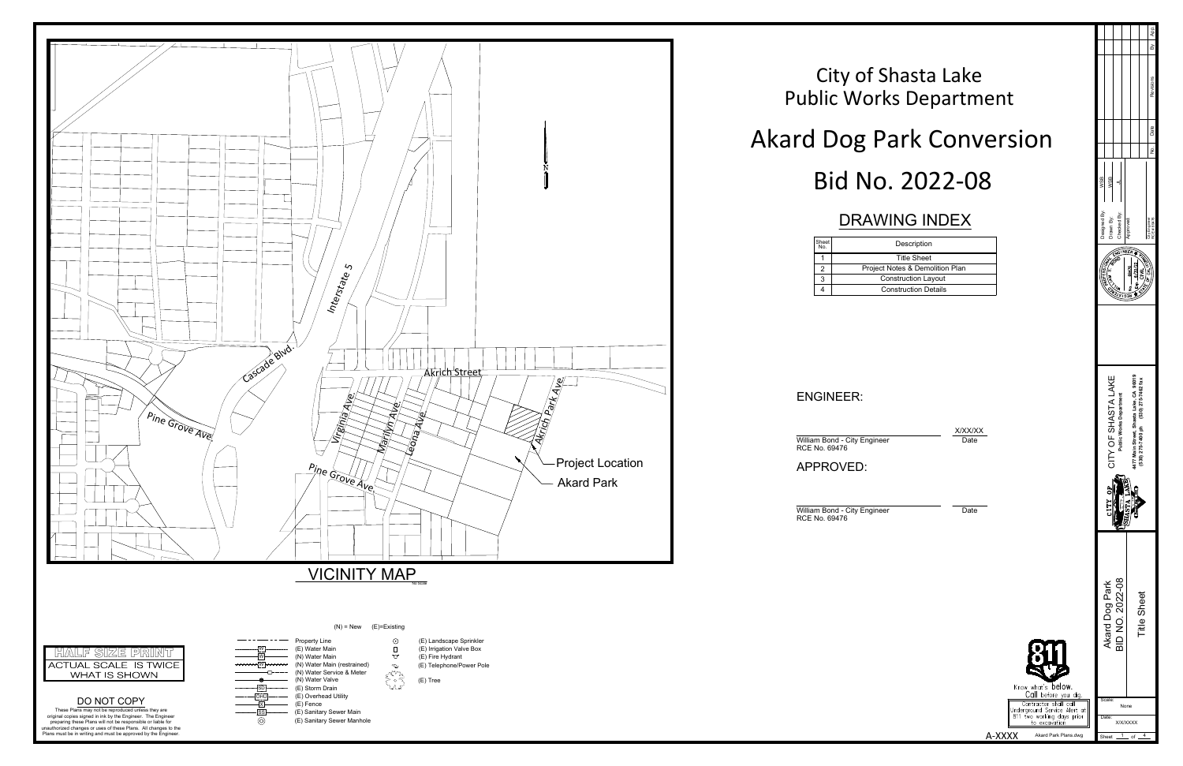# City of Shasta Lake
# Public Works Department

# Akard Dog Park Conversion

# Bid No. 2022-08

## DRAWING INDEX

| Sheet No. | Description |
|---|---|
| 1 | Title Sheet |
| 2 | Project Notes & Demolition Plan |
| 3 | Construction Layout |
| 4 | Construction Details |

### ENGINEER:

William Bond - City Engineer
RCE No. 69476

X/XX/XX
Date

### APPROVED:

William Bond - City Engineer
RCE No. 69476

Date

## VICINITY MAP

Interstate 5
Cascade Blvd.
Pine Grove Ave.
Akrich Street
Virginia Ave.
Marilyn Ave.
Leona Ave.
Akrich Park Ave.
Project Location
Akard Park

(N) = New (E)=Existing

- Property Line
- (E) Water Main
- (N) Water Main
- (N) Water Main (restrained)
- (N) Water Service & Meter
- (N) Water Valve
- (E) Storm Drain
- (E) Overhead Utility
- (E) Fence
- (E) Sanitary Sewer Main
- (E) Sanitary Sewer Manhole
- (E) Landscape Sprinkler
- (E) Irrigation Valve Box
- (E) Fire Hydrant
- (E) Telephone/Power Pole
- (E) Tree

**HALF SIZE PRINT**
ACTUAL SCALE IS TWICE WHAT IS SHOWN

**DO NOT COPY**
These Plans may not be reproduced unless they are original copies signed in ink by the Engineer. The Engineer preparing these Plans will not be responsible or liable for unauthorized changes or uses of these Plans. All changes to the Plans must be in writing and must be approved by the Engineer.

811 Know what's below. Call before you dig.
Contractor shall call Underground Service Alert at 811 two working days prior to excavation

A-XXXX Akard Park Plans.dwg

| No. | Date | Revisions | By | App |
|---|---|---|---|---|
| | | | | |

Designed By: WSB
Drawn By: WSB
Checked By: JL
Approved:
City Engineer RCE # 69476

CITY OF SHASTA LAKE
Public Works Department
4477 Main Street, Shasta Lake, CA 96019
(530) 275-7400 ph (530) 275-7462 fax

Akard Dog Park
BID NO. 2022-08

Title Sheet

Scale: None
Date: X/X/XXXX
Sheet 1 of 4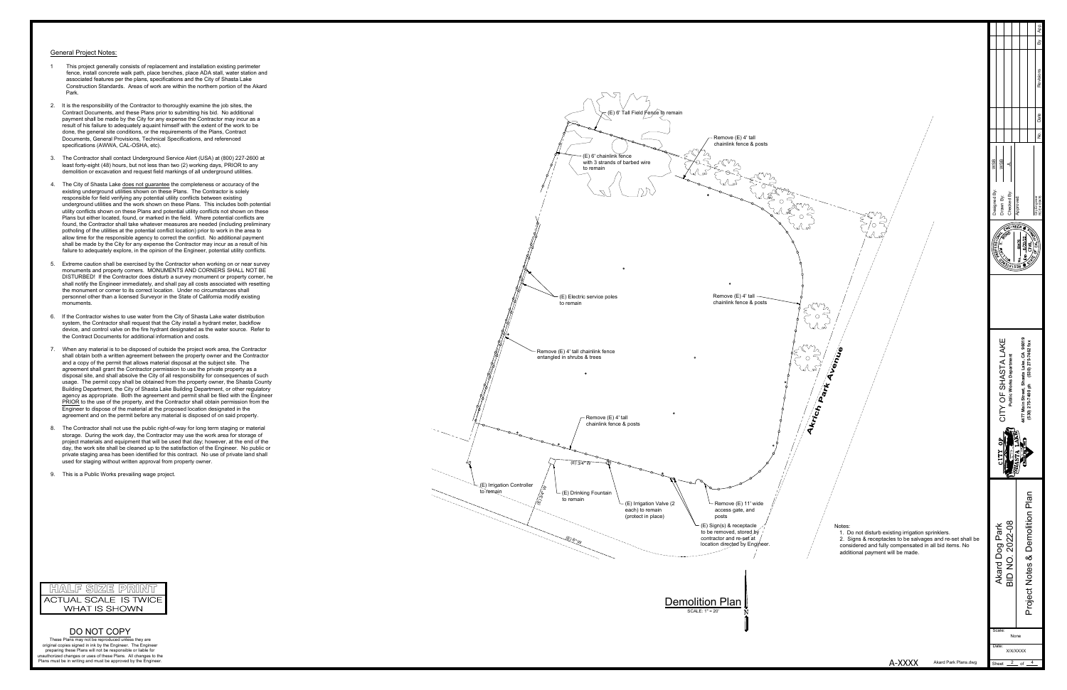## General Project Notes:

1. This project generally consists of replacement and installation existing perimeter fence, install concrete walk path, place benches, place ADA stall, water station and associated features per the plans, specifications and the City of Shasta Lake Construction Standards. Areas of work are within the northern portion of the Akard Park.

2. It is the responsibility of the Contractor to thoroughly examine the job sites, the Contract Documents, and these Plans prior to submitting his bid. No additional payment shall be made by the City for any expense the Contractor may incur as a result of his failure to adequately aquaint himself with the extent of the work to be done, the general site conditions, or the requirements of the Plans, Contract Documents, General Provisions, Technical Specifications, and referenced specifications (AWWA, CAL-OSHA, etc).

3. The Contractor shall contact Underground Service Alert (USA) at (800) 227-2600 at least forty-eight (48) hours, but not less than two (2) working days, PRIOR to any demolition or excavation and request field markings of all underground utilities.

4. The City of Shasta Lake does not guarantee the completeness or accuracy of the existing underground utilities shown on these Plans. The Contractor is solely responsible for field verifying any potential utility conflicts between existing underground utilities and the work shown on these Plans. This includes both potential utility conflicts shown on these Plans and potential utility conflicts not shown on these Plans but either located, found, or marked in the field. Where potential conflicts are found, the Contractor shall take whatever measures are needed (including preliminary potholing of the utilities at the potential conflict location) prior to work in the area to allow time for the responsible agency to correct the conflict. No additional payment shall be made by the City for any expense the Contractor may incur as a result of his failure to adequately explore, in the opinion of the Engineer, potential utility conflicts.

5. Extreme caution shall be exercised by the Contractor when working on or near survey monuments and property corners. MONUMENTS AND CORNERS SHALL NOT BE DISTURBED! If the Contractor does disturb a survey monument or property corner, he shall notify the Engineer immediately, and shall pay all costs associated with resetting the monument or corner to its correct location. Under no circumstances shall personnel other than a licensed Surveyor in the State of California modify existing monuments.

6. If the Contractor wishes to use water from the City of Shasta Lake water distribution system, the Contractor shall request that the City install a hydrant meter, backflow device, and control valve on the fire hydrant designated as the water source. Refer to the Contract Documents for additional information and costs.

7. When any material is to be disposed of outside the project work area, the Contractor shall obtain both a written agreement between the property owner and the Contractor and a copy of the permit that allows material disposal at the subject site. The agreement shall grant the Contractor permission to use the private property as a disposal site, and shall absolve the City of all responsibility for consequences of such usage. The permit copy shall be obtained from the property owner, the Shasta County Building Department, the City of Shasta Lake Building Department, or other regulatory agency as appropriate. Both the agreement and permit shall be filed with the Engineer PRIOR to the use of the property, and the Contractor shall obtain permission from the Engineer to dispose of the material at the proposed location designated in the agreement and on the permit before any material is disposed of on said property.

8. The Contractor shall not use the public right-of-way for long term staging or material storage. During the work day, the Contractor may use the work area for storage of project materials and equipment that will be used that day; however, at the end of the day, the work site shall be cleaned up to the satisfaction of the Engineer. No public or private staging area has been identified for this contract. No use of private land shall used for staging without written approval from property owner.

9. This is a Public Works prevailing wage project.

## Demolition Plan

SCALE: 1" = 20'

Plan labels:
- (E) 6' Tall Field Fence to remain
- (E) 6' chainlink fence with 3 strands of barbed wire to remain
- Remove (E) 4' tall chainlink fence & posts
- (E) Electric service poles to remain
- Remove (E) 4' tall chainlink fence & posts
- Remove (E) 4' tall chainlink fence entangled in shrubs & trees
- Remove (E) 4' tall chainlink fence & posts
- (E) 3/4" W
- (E) 3/4" W
- (E) 6" W
- (E) Irrigation Controller to remain
- (E) Drinking Fountain to remain
- (E) Irrigation Valve (2 each) to remain (protect in place)
- Remove (E) 11' wide access gate, and posts
- (E) Sign(s) & receptacle to be removed, stored by contractor and re-set at location directed by Engineer.
- Akrich Park Avenue

Notes:

1. Do not disturb existing irrigation sprinklers.
2. Signs & receptacles to be salvages and re-set shall be considered and fully compensated in all bid items. No additional payment will be made.

HALF SIZE PRINT
ACTUAL SCALE IS TWICE WHAT IS SHOWN

## DO NOT COPY

These Plans may not be reproduced unless they are original copies signed in ink by the Engineer. The Engineer preparing these Plans will not be responsible or liable for unauthorized changes or uses of these Plans. All changes to the Plans must be in writing and must be approved by the Engineer.

A-XXXX Akard Park Plans.dwg

| No. | Date | Revisions | By | App |
|---|---|---|---|---|

Designed By: WSB
Drawn By: WSB
Checked By: JI
Approved:

CITY OF SHASTA LAKE
Public Works Department
4477 Main Street, Shasta Lake, CA 96019
(530) 275-7400 ph (530) 275-7402 fax

Akard Dog Park
BID NO. 2022-08
Project Notes & Demolition Plan

Scale: None
Date: XX/XXXX
Sheet 2 of 4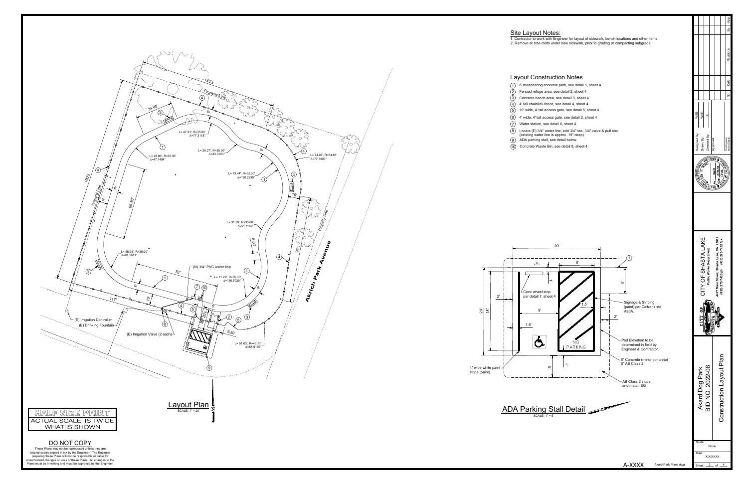## Site Layout Notes:

1. Contractor to work with Engineer for layout of sidewalk, bench locations and other items.
2. Remove all tree roots under new sidewalk, prior to grading or compacting subgrade.

## Layout Construction Notes

1. 6' meandering concrete path, see detail 1, sheet 4
2. Fenced refuge area, see detail 2, sheet 4
3. Concrete bench area, see detail 3, sheet 4
4. 4' tall chainlink fence, see detail 4, sheet 4
5. 10' wide, 4' tall access gate, see detail 5, sheet 4
6. 4' wide, 4' tall access gate, see detail 2, sheet 4
7. Water station, see detail 6, sheet 4
8. Locate (E) 3/4" water line, add 3/4" tee, 3/4" valve & pull box. (existing water line is approx. 19" deep)
9. ADA parking stall, see detail below.
10. Concrete Waste Bin, see detail 8, sheet 4.

## Layout Plan

SCALE: 1" = 20'

125'±
Property Line
34.00'
L= 47.23', R=35.00' Δ=77.3118°
L= 28.80', R=35.00' Δ=47.1484°
L= 26.27', R=35.00' Δ=43.0123°
L= 74.03', R=54.81' Δ=77.3900°
L= 73.44', R=35.00' Δ=120.2238°
190'±
Property Line
65.80'
10'
L= 31.59', R=35.00' Δ=51.7199°
69.60'
96'±
Property Line
Akrich Park Avenue
L= 55.93', R=35.00' Δ=91.5611°
(N) 3/4" PVC water line
76'
L= 71.29', R=35.00' Δ=116.7039°
117'
10'
20'±
6'
9.50'
(E) Irrigation Controller
(E) Drinking Fountain
(E) Irrigation Valve (2 each)
L= 51.63', R=43.17' Δ=68.5160°

## ADA Parking Stall Detail

SCALE: 1" = 5'

20'
8'
6'
20'
18'
2'
9'
1.5'
1.5'
2'
5'
Conc wheel stop per detail 7, sheet 4
Signage & Striping (paint) per Caltrans std. A90A.
NO PARKING
Pad Elevation to be determined in field by Engineer & Contractor.
6" Concrete (minor concrete) 6" AB Class 2
AB Class 2 slope and match EG
4" wide white paint stripe (paint)

HALF SIZE PRINT
ACTUAL SCALE IS TWICE WHAT IS SHOWN

DO NOT COPY
These Plans may not be reproduced unless they are original copies signed in ink by the Engineer. The Engineer preparing these Plans will not be responsible or liable for unauthorized changes or uses of these Plans. All changes to the Plans must be in writing and must be approved by the Engineer.

A-XXXX    Akard Park Plans.dwg

| Designed By: | WSB |
|---|---|
| Drawn By: | WSB |
| Checked By: | JL |
| Approved: | |

| No. | Date | Revisions | By | App |
|---|---|---|---|---|

CITY OF SHASTA LAKE
Public Works Department
4477 Main Street, Shasta Lake, CA 96019
(530) 275-7400 ph (530) 275-7402 fax

Akard Dog Park
BID NO. 2022-08
Construction Layout Plan

Scale: None
Date: XX/XXXX
Sheet 3 of 4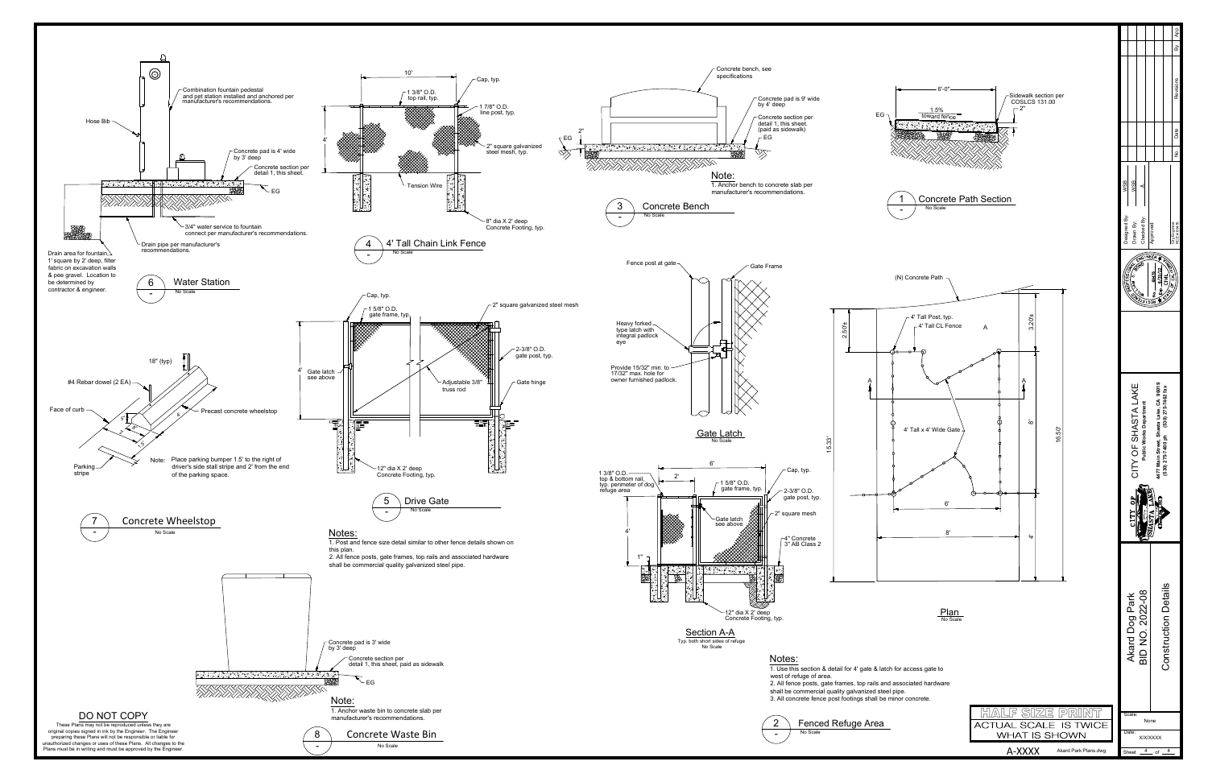## 6 Water Station
No Scale

Combination fountain pedestal and pet station installed and anchored per manufacturer's recommendations.

Hose Bib

Concrete pad is 4' wide by 3' deep

Concrete section per detail 1, this sheet.

EG

3/4" water service to fountain connect per manufacturer's recommendations.

Drain pipe per manufacturer's recommendations.

Drain area for fountain, 1' square by 2' deep, filter fabric on excavation walls & pea gravel. Location to be determined by contractor & engineer.

## 4 4' Tall Chain Link Fence
No Scale

10'

4'

1 3/8" O.D. top rail, typ.

Cap, typ.

1 7/8" O.D. line post, typ.

2" square galvanized steel mesh, typ.

Tension Wire

8" dia X 2' deep Concrete Footing, typ.

## 3 Concrete Bench
No Scale

Concrete bench, see specifications

Concrete pad is 9' wide by 4' deep

Concrete section per detail 1, this sheet. (paid as sidewalk)

EG

2"

Note:
1. Anchor bench to concrete slab per manufacturer's recommendations.

## 1 Concrete Path Section
No Scale

6'-0"

1.5% toward fence

EG

Sidewalk section per COSLCS 131.00

2"

## 5 Drive Gate
No Scale

Cap, typ.

1 5/8" O.D. gate frame, typ.

2" square galvanized steel mesh

4'

Gate latch see above

2-3/8" O.D. gate post, typ.

Adjustable 3/8" truss rod

Gate hinge

12" dia X 2' deep Concrete Footing, typ.

Notes:
1. Post and fence size detail similar to other fence details shown on this plan.
2. All fence posts, gate frames, top rails and associated hardware shall be commercial quality galvanized steel pipe.

## Gate Latch
No Scale

Fence post at gate

Gate Frame

Heavy forked type latch with integral padlock eye

Provide 15/32" min. to 17/32" max. hole for owner furnished padlock.

## 7 Concrete Wheelstop
No Scale

18" (typ)

#4 Rebar dowel (2 EA)

Face of curb

Precast concrete wheelstop

5"

6'

Parking stripe

Note: Place parking bumper 1.5' to the right of driver's side stall stripe and 2' from the end of the parking space.

## Section A-A
Typ. both short sides of refuge
No Scale

6'

2'

1 3/8" O.D. top & bottom rail, typ. perimeter of dog refuge area

Cap, typ.

1 5/8" O.D. gate frame, typ.

2-3/8" O.D. gate post, typ.

Gate latch see above

2" square mesh

4'

1"

4" Concrete
3" AB Class 2

12" dia X 2' deep Concrete Footing, typ.

## Plan
No Scale

(N) Concrete Path

4' Tall Post, typ.

4' Tall CL Fence

A

4' Tall x 4' Wide Gate

6'

8'

2.50'±

3.20'±

15.33'

16.50'

8'

4'

## 8 Concrete Waste Bin
No Scale

Concrete pad is 3' wide by 3' deep

Concrete section per detail 1, this sheet, paid as sidewalk

EG

Note:
1. Anchor waste bin to concrete slab per manufacturer's recommendations.

## 2 Fenced Refuge Area
No Scale

Notes:
1. Use this section & detail for 4' gate & latch for access gate to west of refuge of area.
2. All fence posts, gate frames, top rails and associated hardware shall be commercial quality galvanized steel pipe.
3. All concrete fence post footings shall be minor concrete.

DO NOT COPY
These Plans may not be reproduced unless they are original copies signed in ink by the Engineer. The Engineer preparing these Plans will not be responsible or liable for unauthorized changes or uses of these Plans. All changes to the Plans must be in writing and must be approved by the Engineer.

HALF SIZE PRINT
ACTUAL SCALE IS TWICE WHAT IS SHOWN

A-XXXX Akard Park Plans.dwg

| No. | Date | Revisions | By | App |
|---|---|---|---|---|
| | | | | |

Designed By: WSB
Drawn By: WSB
Checked By:
Approved:

CITY OF SHASTA LAKE
Public Works Department
4477 Main Street, Shasta Lake, CA 96019
(530) 275-7400 ph (530) 275-7402 fax

Akard Dog Park
BID NO. 2022-08
Construction Details

Scale: None
Date: XX/XXXX
Sheet 4 of 4